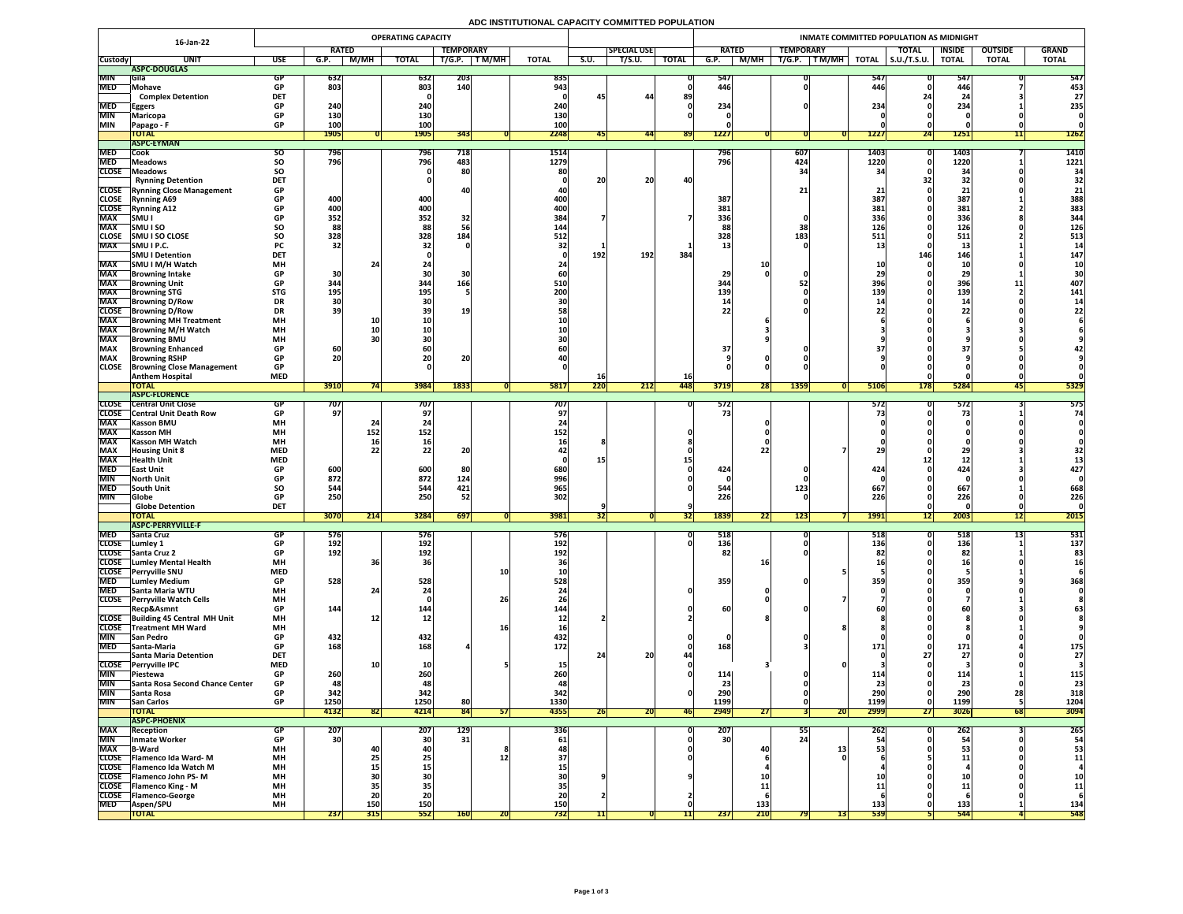# ADC INSTITUTIONAL CAPACITY COMMITTED POPULATION

| 16-Jan-22 | | | OPERATING CAPACITY | | | | | | | | | | INMATE COMMITTED POPULATION AS MIDNIGHT | | | | | | | | |
|---|---|---|---|---|---|---|---|---|---|---|---|---|---|---|---|---|---|---|---|---|---|
| | | | RATED | | | TEMPORARY | | | | SPECIAL USE | | | RATED | | TEMPORARY | | | TOTAL | INSIDE | OUTSIDE | GRAND |
| Custody | UNIT | USE | G.P. | M/MH | TOTAL | T/G.P. | T M/MH | TOTAL | S.U. | T/S.U. | TOTAL | G.P. | M/MH | T/G.P. | T M/MH | TOTAL | S.U./T.S.U. | TOTAL | TOTAL | TOTAL |
| | **ASPC-DOUGLAS** | | | | | | | | | | | | | | | | | | | |
| MIN | Gila | GP | 632 | | 632 | 203 | | 835 | | | 0 | 547 | | 0 | | 547 | 0 | 547 | 0 | 547 |
| MED | Mohave | GP | 803 | | 803 | 140 | | 943 | | | 0 | 446 | | 0 | | 446 | 0 | 446 | 7 | 453 |
| | Complex Detention | DET | | | 0 | | | 0 | 45 | 44 | 89 | | | | | | 24 | 24 | 3 | 27 |
| MED | Eggers | GP | 240 | | 240 | | | 240 | | | 0 | 234 | | 0 | | 234 | 0 | 234 | 1 | 235 |
| MIN | Maricopa | GP | 130 | | 130 | | | 130 | | | 0 | 0 | | | | 0 | 0 | 0 | 0 | 0 |
| MIN | Papago - F | GP | 100 | | 100 | | | 100 | | | | 0 | | | | 0 | 0 | 0 | 0 | 0 |
| | **TOTAL** | | 1905 | 0 | 1905 | 343 | 0 | 2248 | 45 | 44 | 89 | 1227 | 0 | 0 | 0 | 1227 | 24 | 1251 | 11 | 1262 |
| | **ASPC-EYMAN** | | | | | | | | | | | | | | | | | | | |
| MED | Cook | SO | 796 | | 796 | 718 | | 1514 | | | | 796 | | 607 | | 1403 | 0 | 1403 | 7 | 1410 |
| MED | Meadows | SO | 796 | | 796 | 483 | | 1279 | | | | 796 | | 424 | | 1220 | 0 | 1220 | 1 | 1221 |
| CLOSE | Meadows | SO | | | 0 | 80 | | 80 | | | | | | 34 | | 34 | 0 | 34 | 0 | 34 |
| | Rynning Detention | DET | | | 0 | | | 0 | 20 | 20 | 40 | | | | | | 32 | 32 | 0 | 32 |
| CLOSE | Rynning Close Management | GP | | | | 40 | | 40 | | | | | | 21 | | 21 | 0 | 21 | 0 | 21 |
| CLOSE | Rynning A69 | GP | 400 | | 400 | | | 400 | | | | 387 | | | | 387 | 0 | 387 | 1 | 388 |
| CLOSE | Rynning A12 | GP | 400 | | 400 | | | 400 | | | | 381 | | | | 381 | 0 | 381 | 2 | 383 |
| MAX | SMU I | GP | 352 | | 352 | 32 | | 384 | 7 | | 7 | 336 | | 0 | | 336 | 0 | 336 | 8 | 344 |
| MAX | SMU I SO | SO | 88 | | 88 | 56 | | 144 | | | | 88 | | 38 | | 126 | 0 | 126 | 0 | 126 |
| CLOSE | SMU I SO CLOSE | SO | 328 | | 328 | 184 | | 512 | | | | 328 | | 183 | | 511 | 0 | 511 | 2 | 513 |
| MAX | SMU I P.C. | PC | 32 | | 32 | 0 | | 32 | 1 | | 1 | 13 | | 0 | | 13 | 0 | 13 | 1 | 14 |
| | SMU I Detention | DET | | | 0 | | | 0 | 192 | 192 | 384 | | | | | | 146 | 146 | 1 | 147 |
| MAX | SMU I M/H Watch | MH | | 24 | 24 | | | 24 | | | | | 10 | | | 10 | 0 | 10 | 0 | 10 |
| MAX | Browning Intake | GP | 30 | | 30 | 30 | | 60 | | | | 29 | 0 | 0 | | 29 | 0 | 29 | 1 | 30 |
| MAX | Browning Unit | GP | 344 | | 344 | 166 | | 510 | | | | 344 | | 52 | | 396 | 0 | 396 | 11 | 407 |
| MAX | Browning STG | STG | 195 | | 195 | 5 | | 200 | | | | 139 | | 0 | | 139 | 0 | 139 | 2 | 141 |
| MAX | Browning D/Row | DR | 30 | | 30 | | | 30 | | | | 14 | | 0 | | 14 | 0 | 14 | 0 | 14 |
| CLOSE | Browning D/Row | DR | 39 | | 39 | 19 | | 58 | | | | 22 | | 0 | | 22 | 0 | 22 | 0 | 22 |
| MAX | Browning MH Treatment | MH | | 10 | 10 | | | 10 | | | | | 6 | | | 6 | 0 | 6 | 0 | 6 |
| MAX | Browning M/H Watch | MH | | 10 | 10 | | | 10 | | | | | 3 | | | 3 | 0 | 3 | 3 | 6 |
| MAX | Browning BMU | MH | | 30 | 30 | | | 30 | | | | | 9 | | | 9 | 0 | 9 | 0 | 9 |
| MAX | Browning Enhanced | GP | 60 | | 60 | | | 60 | | | | 37 | | 0 | | 37 | 0 | 37 | 5 | 42 |
| MAX | Browning RSHP | GP | 20 | | 20 | 20 | | 40 | | | | 9 | 0 | 0 | | 9 | 0 | 9 | 0 | 9 |
| CLOSE | Browning Close Management | GP | | | 0 | | | 0 | | | | 0 | 0 | 0 | | 0 | 0 | 0 | 0 | 0 |
| | Anthem Hospital | MED | | | | | | | 16 | | 16 | | | | | | 0 | 0 | 0 | 0 |
| | **TOTAL** | | 3910 | 74 | 3984 | 1833 | 0 | 5817 | 220 | 212 | 448 | 3719 | 28 | 1359 | 0 | 5106 | 178 | 5284 | 45 | 5329 |
| | **ASPC-FLORENCE** | | | | | | | | | | | | | | | | | | | |
| CLOSE | Central Unit Close | GP | 707 | | 707 | | | 707 | | | 0 | 572 | | | | 572 | 0 | 572 | 3 | 575 |
| CLOSE | Central Unit Death Row | GP | 97 | | 97 | | | 97 | | | | 73 | | | | 73 | 0 | 73 | 1 | 74 |
| MAX | Kasson BMU | MH | | 24 | 24 | | | 24 | | | | | 0 | | | 0 | 0 | 0 | 0 | 0 |
| MAX | Kasson MH | MH | | 152 | 152 | | | 152 | | | 0 | | 0 | | | 0 | 0 | 0 | 0 | 0 |
| MAX | Kasson MH Watch | MH | | 16 | 16 | | | 16 | 8 | | 8 | | 0 | | | 0 | 0 | 0 | 0 | 0 |
| MAX | Housing Unit 8 | MED | | 22 | 22 | 20 | | 42 | | | 0 | | 22 | | 7 | 29 | 0 | 29 | 3 | 32 |
| MAX | Health Unit | MED | | | | | | 0 | 15 | | 15 | | | | | | 12 | 12 | 1 | 13 |
| MED | East Unit | GP | 600 | | 600 | 80 | | 680 | | | 0 | 424 | | 0 | | 424 | 0 | 424 | 3 | 427 |
| MIN | North Unit | GP | 872 | | 872 | 124 | | 996 | | | 0 | 0 | | 0 | | 0 | 0 | 0 | 0 | 0 |
| MED | South Unit | SO | 544 | | 544 | 421 | | 965 | | | 0 | 544 | | 123 | | 667 | 0 | 667 | 1 | 668 |
| MIN | Globe | GP | 250 | | 250 | 52 | | 302 | | | | 226 | | 0 | | 226 | 0 | 226 | 0 | 226 |
| | Globe Detention | DET | | | | | | | 9 | | 9 | | | | | | 0 | 0 | 0 | 0 |
| | **TOTAL** | | 3070 | 214 | 3284 | 697 | 0 | 3981 | 32 | 0 | 32 | 1839 | 22 | 123 | 7 | 1991 | 12 | 2003 | 12 | 2015 |
| | **ASPC-PERRYVILLE-F** | | | | | | | | | | | | | | | | | | | |
| MED | Santa Cruz | GP | 576 | | 576 | | | 576 | | | 0 | 518 | | 0 | | 518 | 0 | 518 | 13 | 531 |
| CLOSE | Lumley 1 | GP | 192 | | 192 | | | 192 | | | 0 | 136 | | 0 | | 136 | 0 | 136 | 1 | 137 |
| CLOSE | Santa Cruz 2 | GP | 192 | | 192 | | | 192 | | | | 82 | | 0 | | 82 | 0 | 82 | 1 | 83 |
| CLOSE | Lumley Mental Health | MH | | 36 | 36 | | | 36 | | | | | 16 | | | 16 | 0 | 16 | 0 | 16 |
| CLOSE | Perryville SNU | MED | | | | | 10 | 10 | | | | | | | 5 | 5 | 0 | 5 | 1 | 6 |
| MED | Lumley Medium | GP | 528 | | 528 | | | 528 | | | | 359 | | 0 | | 359 | 0 | 359 | 9 | 368 |
| MED | Santa Maria WTU | MH | | 24 | 24 | | | 24 | | | 0 | | 0 | | | 0 | 0 | 0 | 0 | 0 |
| CLOSE | Perryville Watch Cells | MH | | | 0 | | 26 | 26 | | | | | 0 | | 7 | 7 | 0 | 7 | 1 | 8 |
| | Recp&Asmnt | GP | 144 | | 144 | | | 144 | | | 0 | 60 | | 0 | | 60 | 0 | 60 | 3 | 63 |
| CLOSE | Building 45 Central MH Unit | MH | | 12 | 12 | | | 12 | 2 | | 2 | | 8 | | | 8 | 0 | 8 | 0 | 8 |
| CLOSE | Treatment MH Ward | MH | | | | | 16 | 16 | | | | | | | 8 | 8 | 0 | 8 | 1 | 9 |
| MIN | San Pedro | GP | 432 | | 432 | | | 432 | | | 0 | 0 | | 0 | | 0 | 0 | 0 | 0 | 0 |
| MED | Santa-Maria | GP | 168 | | 168 | 4 | | 172 | | | 0 | 168 | | 3 | | 171 | 0 | 171 | 4 | 175 |
| | Santa Maria Detention | DET | | | | | | | 24 | 20 | 44 | | | | | 0 | 27 | 27 | 0 | 27 |
| CLOSE | Perryville IPC | MED | | 10 | 10 | | 5 | 15 | | | 0 | | 3 | | 0 | 3 | 0 | 3 | 0 | 3 |
| MIN | Piestewa | GP | 260 | | 260 | | | 260 | | | 0 | 114 | | 0 | | 114 | 0 | 114 | 1 | 115 |
| MIN | Santa Rosa Second Chance Center | GP | 48 | | 48 | | | 48 | | | | 23 | | 0 | | 23 | 0 | 23 | 0 | 23 |
| MIN | Santa Rosa | GP | 342 | | 342 | | | 342 | | | 0 | 290 | | 0 | | 290 | 0 | 290 | 28 | 318 |
| MIN | San Carlos | GP | 1250 | | 1250 | 80 | | 1330 | | | | 1199 | | 0 | | 1199 | 0 | 1199 | 5 | 1204 |
| | **TOTAL** | | 4132 | 82 | 4214 | 84 | 57 | 4355 | 26 | 20 | 46 | 2949 | 27 | 3 | 20 | 2999 | 27 | 3026 | 68 | 3094 |
| | **ASPC-PHOENIX** | | | | | | | | | | | | | | | | | | | |
| MAX | Reception | GP | 207 | | 207 | 129 | | 336 | | | 0 | 207 | | 55 | | 262 | 0 | 262 | 3 | 265 |
| MIN | Inmate Worker | GP | 30 | | 30 | 31 | | 61 | | | 0 | 30 | | 24 | | 54 | 0 | 54 | 0 | 54 |
| MAX | B-Ward | MH | | 40 | 40 | | 8 | 48 | | | 0 | | 40 | | 13 | 53 | 0 | 53 | 0 | 53 |
| CLOSE | Flamenco Ida Ward- M | MH | | 25 | 25 | | 12 | 37 | | | 0 | | 6 | | 0 | 6 | 5 | 11 | 0 | 11 |
| CLOSE | Flamenco Ida Watch M | MH | | 15 | 15 | | | 15 | | | | | 4 | | | 4 | 0 | 4 | 0 | 4 |
| CLOSE | Flamenco John PS- M | MH | | 30 | 30 | | | 30 | 9 | | 9 | | 10 | | | 10 | 0 | 10 | 0 | 10 |
| CLOSE | Flamenco King - M | MH | | 35 | 35 | | | 35 | | | | | 11 | | | 11 | 0 | 11 | 0 | 11 |
| CLOSE | Flamenco-George | MH | | 20 | 20 | | | 20 | 2 | | 2 | | 6 | | | 6 | 0 | 6 | 0 | 6 |
| MED | Aspen/SPU | MH | | 150 | 150 | | | 150 | | | 0 | | 133 | | | 133 | 0 | 133 | 1 | 134 |
| | **TOTAL** | | 237 | 315 | 552 | 160 | 20 | 732 | 11 | 0 | 11 | 237 | 210 | 79 | 13 | 539 | 5 | 544 | 4 | 548 |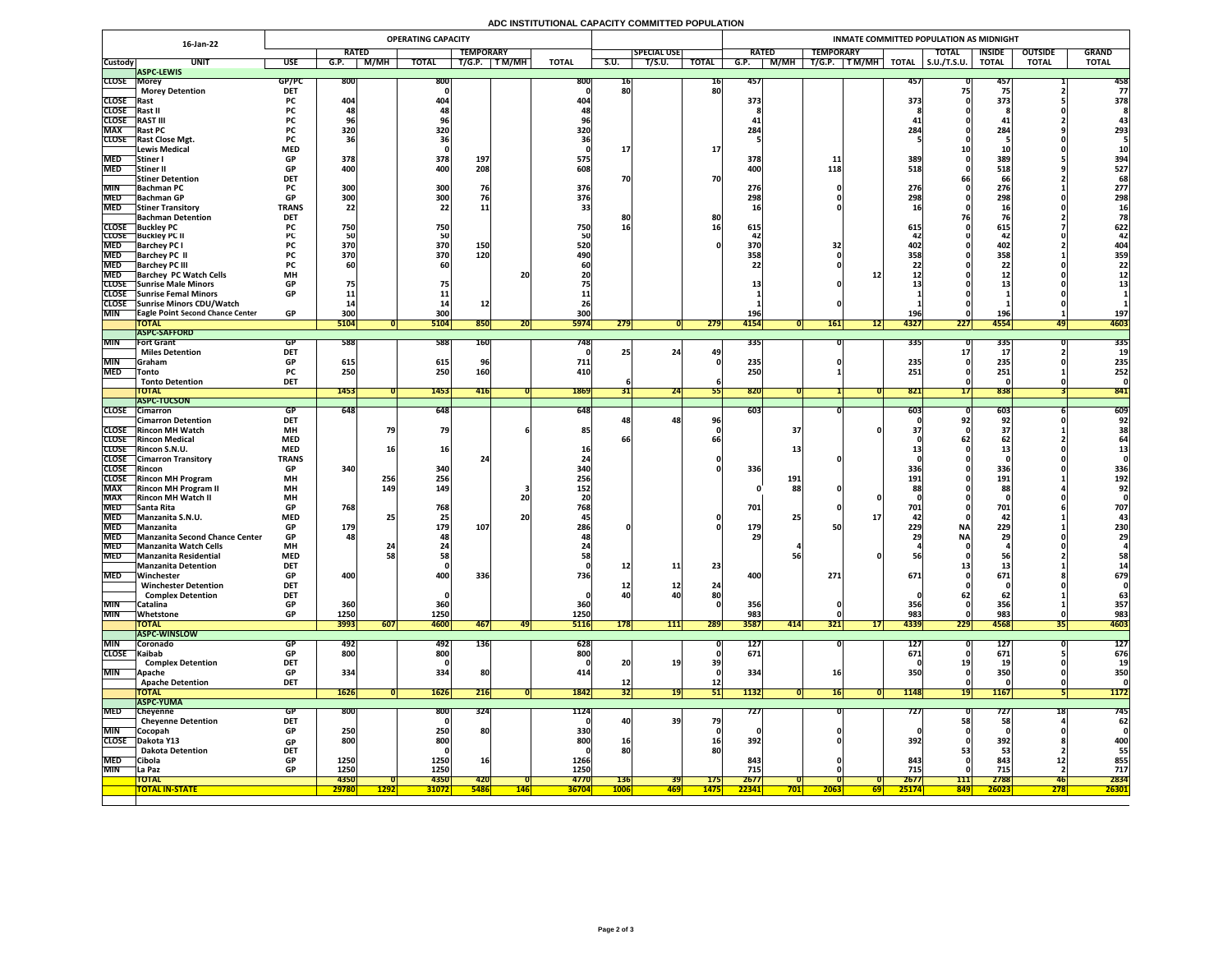# ADC INSTITUTIONAL CAPACITY COMMITTED POPULATION

**16-Jan-22**

| Custody | UNIT | USE | OPERATING CAPACITY: RATED G.P. | RATED M/MH | TOTAL | TEMPORARY T/G.P. | TEMPORARY T M/MH | TOTAL | SPECIAL USE: S.U. | T/S.U. | TOTAL | INMATE COMMITTED POPULATION AS MIDNIGHT: RATED G.P. | RATED M/MH | TEMPORARY T/G.P. | TEMPORARY T M/MH | TOTAL | TOTAL S.U./T.S.U. | INSIDE TOTAL | OUTSIDE TOTAL | GRAND TOTAL |
|---|---|---|---|---|---|---|---|---|---|---|---|---|---|---|---|---|---|---|---|---|
| | **ASPC-LEWIS** | | | | | | | | | | | | | | | | | | | |
| CLOSE | Morey | GP/PC | 800 | | 800 | | | 800 | 16 | | 16 | 457 | | | | 457 | 0 | 457 | 1 | 458 |
| | Morey Detention | DET | | | 0 | | | 0 | 80 | | 80 | | | | | | 75 | 75 | 2 | 77 |
| CLOSE | Rast | PC | 404 | | 404 | | | 404 | | | | 373 | | | | 373 | 0 | 373 | 5 | 378 |
| CLOSE | Rast II | PC | 48 | | 48 | | | 48 | | | | 8 | | | | 8 | 0 | 8 | 0 | 8 |
| CLOSE | RAST III | PC | 96 | | 96 | | | 96 | | | | 41 | | | | 41 | 0 | 41 | 2 | 43 |
| MAX | Rast PC | PC | 320 | | 320 | | | 320 | | | | 284 | | | | 284 | 0 | 284 | 9 | 293 |
| CLOSE | Rast Close Mgt. | PC | 36 | | 36 | | | 36 | | | | 5 | | | | 5 | 0 | 5 | 0 | 5 |
| | Lewis Medical | MED | | | 0 | | | 0 | 17 | | 17 | | | | | | 10 | 10 | 0 | 10 |
| MED | Stiner I | GP | 378 | | 378 | 197 | | 575 | | | | 378 | | 11 | | 389 | 0 | 389 | 5 | 394 |
| MED | Stiner II | GP | 400 | | 400 | 208 | | 608 | | | | 400 | | 118 | | 518 | 0 | 518 | 9 | 527 |
| | Stiner Detention | DET | | | | | | | 70 | | 70 | | | | | | 66 | 66 | 2 | 68 |
| MIN | Bachman PC | PC | 300 | | 300 | 76 | | 376 | | | | 276 | | 0 | | 276 | 0 | 276 | 1 | 277 |
| MED | Bachman GP | GP | 300 | | 300 | 76 | | 376 | | | | 298 | | 0 | | 298 | 0 | 298 | 0 | 298 |
| MED | Stiner Transitory | TRANS | 22 | | 22 | 11 | | 33 | | | | 16 | | 0 | | 16 | 0 | 16 | 0 | 16 |
| | Bachman Detention | DET | | | | | | | 80 | | 80 | | | | | | 76 | 76 | 2 | 78 |
| CLOSE | Buckley PC | PC | 750 | | 750 | | | 750 | 16 | | 16 | 615 | | | | 615 | 0 | 615 | 7 | 622 |
| CLOSE | Buckley PC II | PC | 50 | | 50 | | | 50 | | | | 42 | | | | 42 | 0 | 42 | 0 | 42 |
| MED | Barchey PC I | PC | 370 | | 370 | 150 | | 520 | | | 0 | 370 | | 32 | | 402 | 0 | 402 | 2 | 404 |
| MED | Barchey PC II | PC | 370 | | 370 | 120 | | 490 | | | | 358 | | 0 | | 358 | 0 | 358 | 1 | 359 |
| MED | Barchey PC III | PC | 60 | | 60 | | | 60 | | | | 22 | | 0 | | 22 | 0 | 22 | 0 | 22 |
| MED | Barchey PC Watch Cells | MH | | | | | 20 | 20 | | | | | | | 12 | 12 | 0 | 12 | 0 | 12 |
| CLOSE | Sunrise Male Minors | GP | 75 | | 75 | | | 75 | | | | 13 | | 0 | | 13 | 0 | 13 | 0 | 13 |
| CLOSE | Sunrise Femal Minors | GP | 11 | | 11 | | | 11 | | | | 1 | | | | 1 | 0 | 1 | 0 | 1 |
| CLOSE | Sunrise Minors CDU/Watch | | 14 | | 14 | 12 | | 26 | | | | 1 | | 0 | | 1 | 0 | 1 | 0 | 1 |
| MIN | Eagle Point Second Chance Center | GP | 300 | | 300 | | | 300 | | | | 196 | | | | 196 | 0 | 196 | 1 | 197 |
| | **TOTAL** | | 5104 | 0 | 5104 | 850 | 20 | 5974 | 279 | 0 | 279 | 4154 | 0 | 161 | 12 | 4327 | 227 | 4554 | 49 | 4603 |
| | **ASPC-SAFFORD** | | | | | | | | | | | | | | | | | | | |
| MIN | Fort Grant | GP | 588 | | 588 | 160 | | 748 | | | | 335 | | 0 | | 335 | 0 | 335 | 0 | 335 |
| | Miles Detention | DET | | | 0 | | | 0 | 25 | 24 | 49 | | | | | | 17 | 17 | 2 | 19 |
| MIN | Graham | GP | 615 | | 615 | 96 | | 711 | | | 0 | 235 | | 0 | | 235 | 0 | 235 | 0 | 235 |
| MED | Tonto | PC | 250 | | 250 | 160 | | 410 | | | | 250 | | 1 | | 251 | 0 | 251 | 1 | 252 |
| | Tonto Detention | DET | | | | | | | 6 | | 6 | | | | | | 0 | 0 | 0 | 0 |
| | **TOTAL** | | 1453 | 0 | 1453 | 416 | 0 | 1869 | 31 | 24 | 55 | 820 | 0 | 1 | 0 | 821 | 17 | 838 | 3 | 841 |
| | **ASPC-TUCSON** | | | | | | | | | | | | | | | | | | | |
| CLOSE | Cimarron | GP | 648 | | 648 | | | 648 | | | | 603 | | 0 | | 603 | 0 | 603 | 6 | 609 |
| | Cimarron Detention | DET | | | | | | | 48 | 48 | 96 | | | | | 0 | 92 | 92 | 0 | 92 |
| CLOSE | Rincon MH Watch | MH | | 79 | 79 | | 6 | 85 | | | 0 | | 37 | | 0 | 37 | 0 | 37 | 1 | 38 |
| CLOSE | Rincon Medical | MED | | | | | | | 66 | | 66 | | | | | 0 | 62 | 62 | 2 | 64 |
| CLOSE | Rincon S.N.U. | MED | | 16 | 16 | | | 16 | | | | | 13 | | | 13 | 0 | 13 | 0 | 13 |
| CLOSE | Cimarron Transitory | TRANS | | | | 24 | | 24 | | | 0 | | | 0 | | 0 | 0 | 0 | 0 | 0 |
| CLOSE | Rincon | GP | 340 | | 340 | | | 340 | | | 0 | 336 | | | | 336 | 0 | 336 | 0 | 336 |
| CLOSE | Rincon MH Program | MH | | 256 | 256 | | | 256 | | | | | 191 | | | 191 | 0 | 191 | 1 | 192 |
| MAX | Rincon MH Program II | MH | | 149 | 149 | | 3 | 152 | | | | 0 | 88 | 0 | | 88 | 0 | 88 | 4 | 92 |
| MAX | Rincon MH Watch II | MH | | | | | 20 | 20 | | | | | | | 0 | 0 | 0 | 0 | 0 | 0 |
| MED | Santa Rita | GP | 768 | | 768 | | | 768 | | | | 701 | | 0 | | 701 | 0 | 701 | 6 | 707 |
| MED | Manzanita S.N.U. | MED | | 25 | 25 | | 20 | 45 | | | 0 | | 25 | | 17 | 42 | 0 | 42 | 1 | 43 |
| MED | Manzanita | GP | 179 | | 179 | 107 | | 286 | 0 | | 0 | 179 | | 50 | | 229 | NA | 229 | 1 | 230 |
| MED | Manzanita Second Chance Center | GP | 48 | | 48 | | | 48 | | | | 29 | | | | 29 | NA | 29 | 0 | 29 |
| MED | Manzanita Watch Cells | MH | | 24 | 24 | | | 24 | | | | | 4 | | | 4 | 0 | 4 | 0 | 4 |
| MED | Manzanita Residential | MED | | 58 | 58 | | | 58 | | | | | 56 | | 0 | 56 | 0 | 56 | 2 | 58 |
| | Manzanita Detention | DET | | | 0 | | | 0 | 12 | 11 | 23 | | | | | | 13 | 13 | 1 | 14 |
| MED | Winchester | GP | 400 | | 400 | 336 | | 736 | | | | 400 | | 271 | | 671 | 0 | 671 | 8 | 679 |
| | Winchester Detention | DET | | | | | | | 12 | 12 | 24 | | | | | | 0 | 0 | 0 | 0 |
| | Complex Detention | DET | | | 0 | | | 0 | 40 | 40 | 80 | | | | | 0 | 62 | 62 | 1 | 63 |
| MIN | Catalina | GP | 360 | | 360 | | | 360 | | | 0 | 356 | | 0 | | 356 | 0 | 356 | 1 | 357 |
| MIN | Whetstone | GP | 1250 | | 1250 | | | 1250 | | | | 983 | | 0 | | 983 | 0 | 983 | 0 | 983 |
| | **TOTAL** | | 3993 | 607 | 4600 | 467 | 49 | 5116 | 178 | 111 | 289 | 3587 | 414 | 321 | 17 | 4339 | 229 | 4568 | 35 | 4603 |
| | **ASPC-WINSLOW** | | | | | | | | | | | | | | | | | | | |
| MIN | Coronado | GP | 492 | | 492 | 136 | | 628 | | | 0 | 127 | | 0 | | 127 | 0 | 127 | 0 | 127 |
| CLOSE | Kaibab | GP | 800 | | 800 | | | 800 | | | 0 | 671 | | | | 671 | 0 | 671 | 5 | 676 |
| | Complex Detention | DET | | | 0 | | | 0 | 20 | 19 | 39 | | | | | 0 | 19 | 19 | 0 | 19 |
| MIN | Apache | GP | 334 | | 334 | 80 | | 414 | | | 0 | 334 | | 16 | | 350 | 0 | 350 | 0 | 350 |
| | Apache Detention | DET | | | | | | | 12 | | 12 | | | | | | 0 | 0 | 0 | 0 |
| | **TOTAL** | | 1626 | 0 | 1626 | 216 | 0 | 1842 | 32 | 19 | 51 | 1132 | 0 | 16 | 0 | 1148 | 19 | 1167 | 5 | 1172 |
| | **ASPC-YUMA** | | | | | | | | | | | | | | | | | | | |
| MED | Cheyenne | GP | 800 | | 800 | 324 | | 1124 | | | | 727 | | 0 | | 727 | 0 | 727 | 18 | 745 |
| | Cheyenne Detention | DET | | | 0 | | | 0 | 40 | 39 | 79 | | | | | | 58 | 58 | 4 | 62 |
| MIN | Cocopah | GP | 250 | | 250 | 80 | | 330 | | | 0 | 0 | | 0 | | 0 | 0 | 0 | 0 | 0 |
| CLOSE | Dakota Y13 | GP | 800 | | 800 | | | 800 | 16 | | 16 | 392 | | 0 | | 392 | 0 | 392 | 8 | 400 |
| | Dakota Detention | DET | | | 0 | | | 0 | 80 | | 80 | | | | | | 53 | 53 | 2 | 55 |
| MED | Cibola | GP | 1250 | | 1250 | 16 | | 1266 | | | | 843 | | 0 | | 843 | 0 | 843 | 12 | 855 |
| MIN | La Paz | GP | 1250 | | 1250 | | | 1250 | | | | 715 | | 0 | | 715 | 0 | 715 | 2 | 717 |
| | **TOTAL** | | 4350 | 0 | 4350 | 420 | 0 | 4770 | 136 | 39 | 175 | 2677 | 0 | 0 | 0 | 2677 | 111 | 2788 | 46 | 2834 |
| | **TOTAL IN-STATE** | | 29780 | 1292 | 31072 | 5486 | 146 | 36704 | 1006 | 469 | 1475 | 22341 | 701 | 2063 | 69 | 25174 | 849 | 26023 | 278 | 26301 |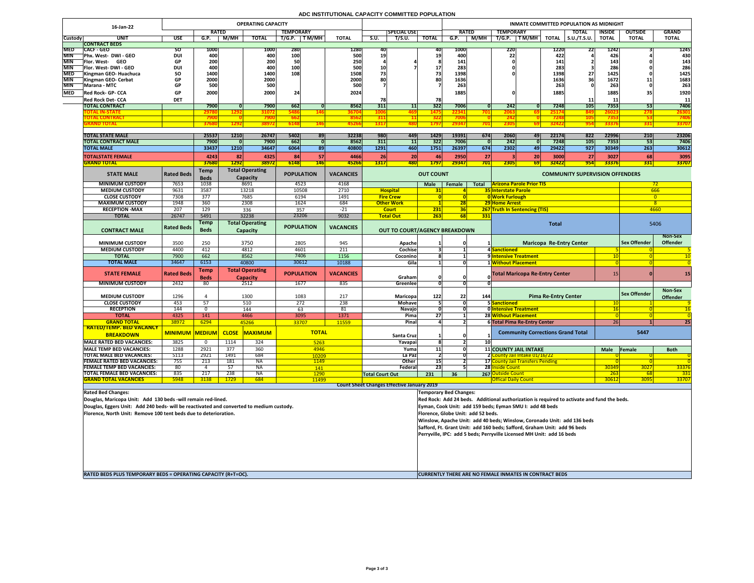# ADC INSTITUTIONAL CAPACITY COMMITTED POPULATION

| 16-Jan-22 | | | OPERATING CAPACITY | | | | | | | | | | INMATE COMMITTED POPULATION AS MIDNIGHT | | | | | | | | | |
|---|---|---|---|---|---|---|---|---|---|---|---|---|---|---|---|---|---|---|---|---|---|---|
| | | | RATED | | | TEMPORARY | | | | SPECIAL USE | | | RATED | | TEMPORARY | | | TOTAL | INSIDE | OUTSIDE | GRAND |
| Custody | UNIT | USE | G.P. | M/MH | TOTAL | T/G.P. | T M/MH | TOTAL | S.U. | T/S.U. | TOTAL | G.P. | M/MH | T/G.P. | T M/MH | TOTAL | S.U./T.S.U. | TOTAL | TOTAL | TOTAL |
| | **CONTRACT BEDS** | | | | | | | | | | | | | | | | | | | |
| MED | CACF - GEO | SO | 1000 | | 1000 | 280 | | 1280 | 40 | | 40 | 1000 | | 220 | | 1220 | 22 | 1242 | 3 | 1245 |
| MIN | Phx. West- DWI - GEO | DUI | 400 | | 400 | 100 | | 500 | 19 | | 19 | 400 | | 22 | | 422 | 4 | 426 | 4 | 430 |
| MIN | Flor. West- GEO | GP | 200 | | 200 | 50 | | 250 | 4 | 4 | 8 | 141 | | 0 | | 141 | 2 | 143 | 0 | 143 |
| MIN | Flor. West- DWI - GEO | DUI | 400 | | 400 | 100 | | 500 | 10 | 7 | 17 | 283 | | 0 | | 283 | 3 | 286 | 0 | 286 |
| MED | Kingman GEO- Huachuca | SO | 1400 | | 1400 | 108 | | 1508 | 73 | | 73 | 1398 | | 0 | | 1398 | 27 | 1425 | 0 | 1425 |
| MIN | Kingman GEO- Cerbat | GP | 2000 | | 2000 | | | 2000 | 80 | | 80 | 1636 | | | | 1636 | 36 | 1672 | 11 | 1683 |
| MIN | Marana - MTC | GP | 500 | | 500 | | | 500 | 7 | | 7 | 263 | | | | 263 | 0 | 263 | 0 | 263 |
| MED | Red Rock- GP- CCA | GP | 2000 | | 2000 | 24 | | 2024 | | | | 1885 | | 0 | | 1885 | | 1885 | 35 | 1920 |
| | Red Rock Det- CCA | DET | | | | | | | 78 | | 78 | | | | | | 11 | 11 | | 11 |
| | **TOTAL CONTRACT** | | 7900 | 0 | 7900 | 662 | 0 | 8562 | 311 | 11 | 322 | 7006 | 0 | 242 | 0 | 7248 | 105 | 7353 | 53 | 7406 |
| | **TOTAL IN-STATE** | | 29780 | 1292 | 31072 | 5486 | 146 | 36704 | 1006 | 469 | 1475 | 22341 | 701 | 2063 | 69 | 25174 | 849 | 26023 | 278 | 26301 |
| | **TOTAL CONTRACT** | | 7900 | 0 | 7900 | 662 | 0 | 8562 | 311 | 11 | 322 | 7006 | 0 | 242 | 0 | 7248 | 105 | 7353 | 53 | 7406 |
| | **GRAND TOTAL** | | 37680 | 1292 | 38972 | 6148 | 146 | 45266 | 1317 | 480 | 1797 | 29347 | 701 | 2305 | 69 | 32422 | 954 | 33376 | 331 | 33707 |
| | **TOTAL STATE MALE** | | 25537 | 1210 | 26747 | 5402 | 89 | 32238 | 980 | 449 | 1429 | 19391 | 674 | 2060 | 49 | 22174 | 822 | 22996 | 210 | 23206 |
| | **TOTAL CONTRACT MALE** | | 7900 | 0 | 7900 | 662 | 0 | 8562 | 311 | 11 | 322 | 7006 | 0 | 242 | 0 | 7248 | 105 | 7353 | 53 | 7406 |
| | **TOTAL MALE** | | 33437 | 1210 | 34647 | 6064 | 89 | 40800 | 1291 | 460 | 1751 | 26397 | 674 | 2302 | 49 | 29422 | 927 | 30349 | 263 | 30612 |
| | **TOTALSTATE FEMALE** | | 4243 | 82 | 4325 | 84 | 57 | 4466 | 26 | 20 | 46 | 2950 | 27 | 3 | 20 | 3000 | 27 | 3027 | 68 | 3095 |
| | **GRAND TOTAL** | | 37680 | 1292 | 38972 | 6148 | 146 | 45266 | 1317 | 480 | 1797 | 29347 | 701 | 2305 | 69 | 32422 | 954 | 33376 | 331 | 33707 |

| STATE MALE | Rated Beds | Temp Beds | Total Operating Capacity | POPULATION | VACANCIES |
|---|---|---|---|---|---|
| MINIMUM CUSTODY | 7653 | 1038 | 8691 | 4523 | 4168 |
| MEDIUM CUSTODY | 9631 | 3587 | 13218 | 10508 | 2710 |
| CLOSE CUSTODY | 7308 | 377 | 7685 | 6194 | 1491 |
| MAXIMUM CUSTODY | 1948 | 360 | 2308 | 1624 | 684 |
| RECEPTION -MAX | 207 | 129 | 336 | 357 | -21 |
| TOTAL | 26747 | 5491 | 32238 | 23206 | 9032 |

| CONTRACT MALE | Rated Beds | Temp Beds | Total Operating Capacity | POPULATION | VACANCIES |
|---|---|---|---|---|---|
| MINIMUM CUSTODY | 3500 | 250 | 3750 | 2805 | 945 |
| MEDIUM CUSTODY | 4400 | 412 | 4812 | 4601 | 211 |
| TOTAL | 7900 | 662 | 8562 | 7406 | 1156 |
| TOTAL MALE | 34647 | 6153 | 40800 | 30612 | 10188 |

| STATE FEMALE | Rated Beds | Temp Beds | Total Operating Capacity | POPULATION | VACANCIES |
|---|---|---|---|---|---|
| MINIMUM CUSTODY | 2432 | 80 | 2512 | 1677 | 835 |
| MEDIUM CUSTODY | 1296 | 4 | 1300 | 1083 | 217 |
| CLOSE CUSTODY | 453 | 57 | 510 | 272 | 238 |
| RECEPTION | 144 | 0 | 144 | 63 | 81 |
| TOTAL | 4325 | 141 | 4466 | 3095 | 1371 |
| GRAND TOTAL | 38972 | 6294 | 45266 | 33707 | 11559 |

| RATED/TEMP. BED VACANCY BREAKDOWN | MINIMUM | MEDIUM | CLOSE | MAXIMUM | TOTAL |
|---|---|---|---|---|---|
| MALE RATED BED VACANCIES: | 3825 | 0 | 1114 | 324 | 5263 |
| MALE TEMP BED VACANCIES: | 1288 | 2921 | 377 | 360 | 4946 |
| TOTAL MALE BED VACANCIES: | 5113 | 2921 | 1491 | 684 | 10209 |
| FEMALE RATED BED VACANCIES: | 755 | 213 | 181 | NA | 1149 |
| FEMALE TEMP BED VACANCIES: | 80 | 4 | 57 | NA | 141 |
| TOTAL FEMALE BED VACANCIES: | 835 | 217 | 238 | NA | 1290 |
| GRAND TOTAL VACANCIES | 5948 | 3138 | 1729 | 684 | 11499 |

| OUT COUNT | Male | Female | Total |
|---|---|---|---|
| Hospital | 31 | 4 | 35 |
| Fire Crew | 0 | 0 | 0 |
| Other Work | 1 | 28 | 29 |
| Court | 231 | 36 | 267 |
| Total Out | 263 | 68 | 331 |

| OUT TO COURT/AGENCY BREAKDOWN | Male | Female | Total |
|---|---|---|---|
| Apache | 1 | 0 | 1 |
| Cochise | 3 | 1 | 4 |
| Coconino | 8 | 1 | 9 |
| Gila | 1 | 0 | 1 |
| Graham | 0 | 0 | 0 |
| Greenlee | 0 | 0 | 0 |
| Maricopa | 122 | 22 | 144 |
| Mohave | 5 | 0 | 5 |
| Navajo | 0 | 0 | 0 |
| Pima | 27 | 1 | 28 |
| Pinal | 4 | 2 | 6 |
| Santa Cruz | 1 | 0 | 1 |
| Yavapai | 8 | 2 | 10 |
| Yuma | 11 | 0 | 11 |
| La Paz | 2 | 0 | 2 |
| Other | 15 | 2 | 17 |
| Federal | 23 | 5 | 28 |
| Total Court Out | 231 | 36 | 267 |

| COMMUNITY SUPERVISION OFFENDERS | |
|---|---|
| Arizona Parole Prior TIS | 72 |
| Interstate Parole | 666 |
| Work Furlough | 0 |
| Home Arrest | 8 |
| Truth In Sentencing (TIS) | 4660 |
| Total | 5406 |

| Maricopa Re-Entry Center | | Sex Offender | Non-Sex Offender |
|---|---|---|---|
| Sanctioned | 5 | 0 | 5 |
| Intensive Treatment | 10 | 0 | 10 |
| Without Placement | 0 | 0 | 0 |
| Total Maricopa Re-Entry Center | 15 | 0 | 15 |

| Pima Re-Entry Center | | Sex Offender | Non-Sex Offender |
|---|---|---|---|
| Sanctioned | 10 | 1 | 9 |
| Intensive Treatment | 16 | 0 | 16 |
| Without Placement | 0 | 0 | 0 |
| Total Pima Re-Entry Center | 26 | 1 | 25 |
| Community Corrections Grand Total | 5447 | | |

| COUNTY JAIL INTAKE | Male | Female | Both |
|---|---|---|---|
| County Jail Intake 01/16/22 | 0 | 0 | 0 |
| County Jail Transfers Pending | 0 | 0 | 0 |
| Inside Count | 30349 | 3027 | 33376 |
| Outside Count | 263 | 68 | 331 |
| Offical Daily Count | 30612 | 3095 | 33707 |

Count Sheet Changes Effective January 2019

**Rated Bed Changes:**

Douglas, Maricopa Unit: Add 130 beds -will remain red-lined.

Douglas, Eggers Unit: Add 240 beds- will be reactivated and converted to medium custody.

Florence, North Unit: Remove 100 tent beds due to deterioration.

**Temporary Bed Changes:**

Red Rock: Add 24 beds. Additional authorization is required to activate and fund the beds.

Eyman, Cook Unit: add 159 beds; Eyman SMU I: add 48 beds

Florence, Globe Unit: add 52 beds.

Winslow, Apache Unit: add 40 beds; Winslow, Coronado Unit: add 136 beds

Safford, Ft. Grant Unit: add 160 beds; Safford, Graham Unit: add 96 beds

Perryville, IPC: add 5 beds; Perryville Licensed MH Unit: add 16 beds

RATED BEDS PLUS TEMPORARY BEDS = OPERATING CAPACITY (R+T=OC).

CURRENTLY THERE ARE NO FEMALE INMATES IN CONTRACT BEDS